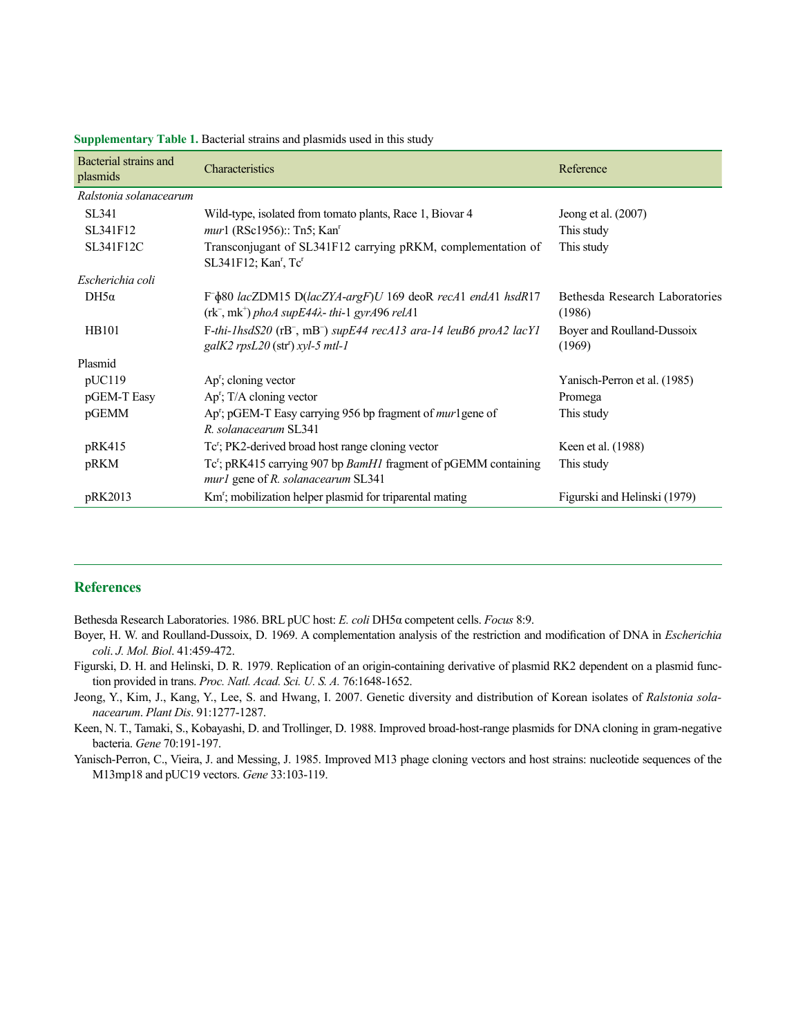**Supplementary Table 1.** Bacterial strains and plasmids used in this study

| Bacterial strains and plasmids | Characteristics | Reference |
|---|---|---|
| *Ralstonia solanacearum* | | |
| SL341 | Wild-type, isolated from tomato plants, Race 1, Biovar 4 | Jeong et al. (2007) |
| SL341F12 | *mur*1 (RSc1956):: Tn5; Kan$^r$ | This study |
| SL341F12C | Transconjugant of SL341F12 carrying pRKM, complementation of SL341F12; Kan$^r$, Tc$^r$ | This study |
| *Escherichia coli* | | |
| DH5α | F$^-$ϕ80 *lac*ZDM15 D(*lacZYA-argF*)*U* 169 deoR *recA*1 *endA*1 *hsdR*17 (rk$^-$, mk$^+$) *phoA supE44λ- thi*-1 *gyrA*96 *relA*1 | Bethesda Research Laboratories (1986) |
| HB101 | F-*thi-1hsdS20* (rB$^-$, mB$^-$) *supE44 recA13 ara-14 leuB6 proA2 lacY1 galK2 rpsL20* (str$^r$) *xyl-5 mtl-1* | Boyer and Roulland-Dussoix (1969) |
| Plasmid | | |
| pUC119 | Ap$^r$; cloning vector | Yanisch-Perron et al. (1985) |
| pGEM-T Easy | Ap$^r$; T/A cloning vector | Promega |
| pGEMM | Ap$^r$; pGEM-T Easy carrying 956 bp fragment of *mur*1gene of *R. solanacearum* SL341 | This study |
| pRK415 | Tc$^r$; PK2-derived broad host range cloning vector | Keen et al. (1988) |
| pRKM | Tc$^r$; pRK415 carrying 907 bp *BamH1* fragment of pGEMM containing *mur1* gene of *R. solanacearum* SL341 | This study |
| pRK2013 | Km$^r$; mobilization helper plasmid for triparental mating | Figurski and Helinski (1979) |

## References

Bethesda Research Laboratories. 1986. BRL pUC host: *E. coli* DH5α competent cells. *Focus* 8:9.

Boyer, H. W. and Roulland-Dussoix, D. 1969. A complementation analysis of the restriction and modification of DNA in *Escherichia coli*. *J. Mol. Biol*. 41:459-472.

Figurski, D. H. and Helinski, D. R. 1979. Replication of an origin-containing derivative of plasmid RK2 dependent on a plasmid function provided in trans. *Proc. Natl. Acad. Sci. U. S. A.* 76:1648-1652.

Jeong, Y., Kim, J., Kang, Y., Lee, S. and Hwang, I. 2007. Genetic diversity and distribution of Korean isolates of *Ralstonia solanacearum*. *Plant Dis*. 91:1277-1287.

Keen, N. T., Tamaki, S., Kobayashi, D. and Trollinger, D. 1988. Improved broad-host-range plasmids for DNA cloning in gram-negative bacteria. *Gene* 70:191-197.

Yanisch-Perron, C., Vieira, J. and Messing, J. 1985. Improved M13 phage cloning vectors and host strains: nucleotide sequences of the M13mp18 and pUC19 vectors. *Gene* 33:103-119.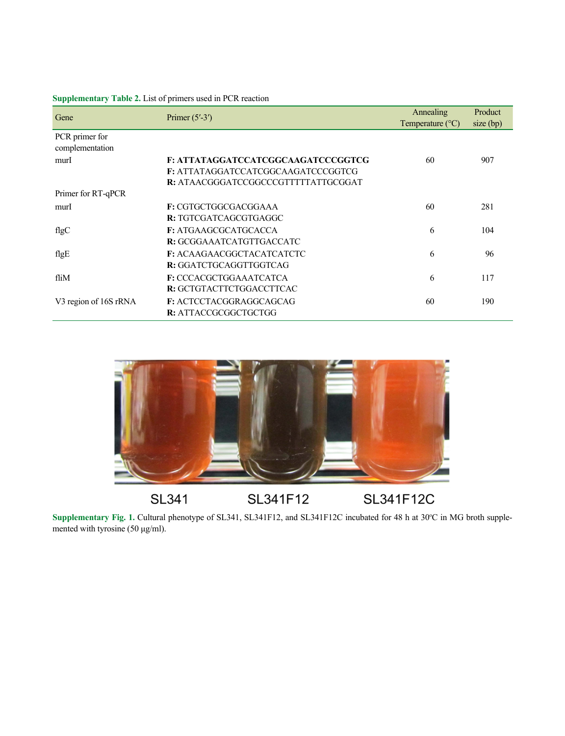**Supplementary Table 2.** List of primers used in PCR reaction

| Gene | Primer (5′-3′) | Annealing Temperature (°C) | Product size (bp) |
|---|---|---|---|
| PCR primer for complementation | | | |
| murI | **F: ATTATAGGATCCATCGGCAAGATCCCGGTCG** | 60 | 907 |
| | **F:** ATTATAGGATCCATCGGCAAGATCCCGGTCG | | |
| | **R:** ATAACGGGATCCGGCCCGTTTTTATTGCGGAT | | |
| Primer for RT-qPCR | | | |
| murI | **F:** CGTGCTGGCGACGGAAA | 60 | 281 |
| | **R:** TGTCGATCAGCGTGAGGC | | |
| flgC | **F:** ATGAAGCGCATGCACCA | 6 | 104 |
| | **R:** GCGGAAATCATGTTGACCATC | | |
| flgE | **F:** ACAAGAACGGCTACATCATCTC | 6 | 96 |
| | **R:** GGATCTGCAGGTTGGTCAG | | |
| fliM | **F:** CCCACGCTGGAAATCATCA | 6 | 117 |
| | **R:** GCTGTACTTCTGGACCTTCAC | | |
| V3 region of 16S rRNA | **F:** ACTCCTACGGRAGGCAGCAG | 60 | 190 |
| | **R:** ATTACCGCGGCTGCTGG | | |

SL341 SL341F12 SL341F12C

**Supplementary Fig. 1.** Cultural phenotype of SL341, SL341F12, and SL341F12C incubated for 48 h at 30ºC in MG broth supplemented with tyrosine (50 μg/ml).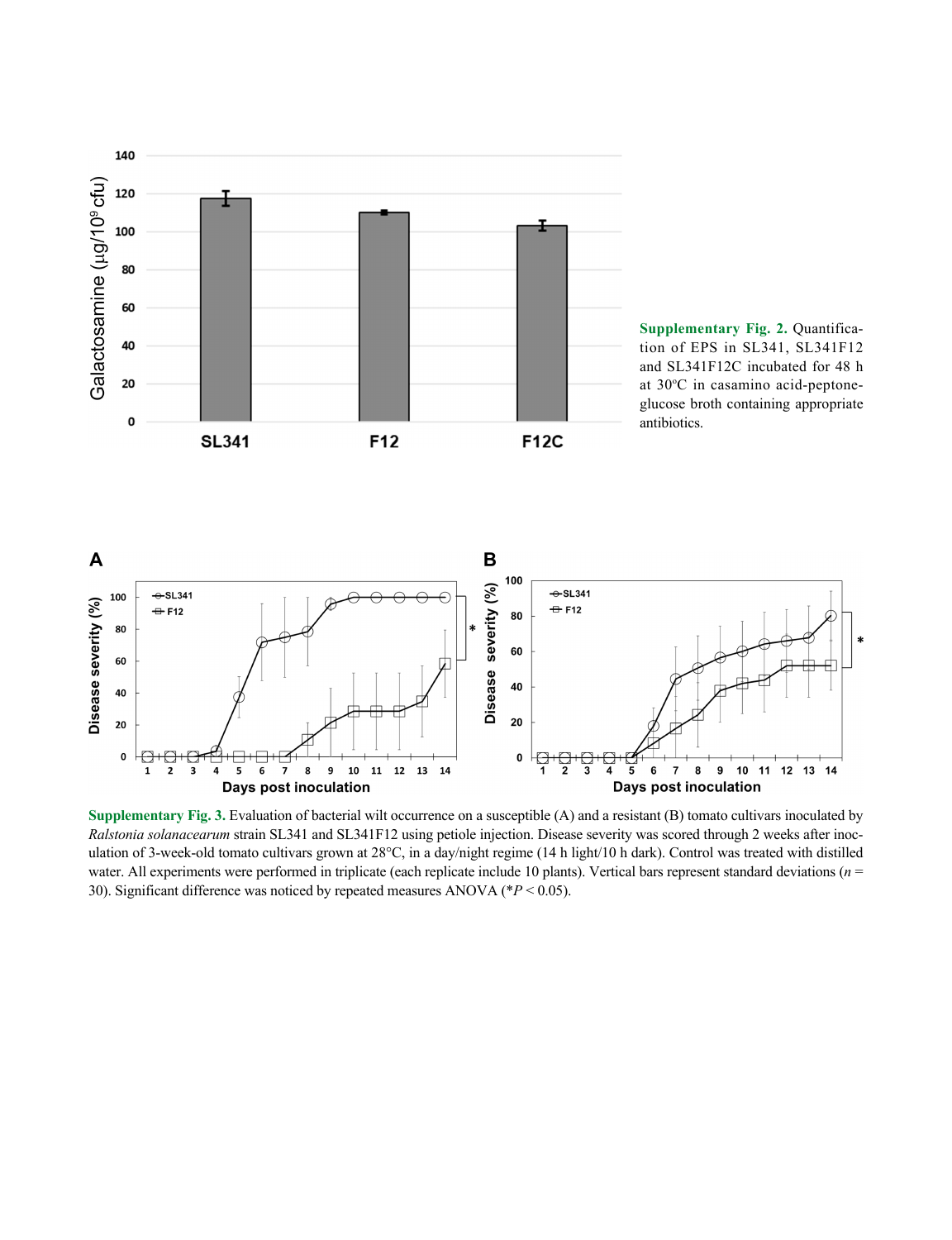Galactosamine (µg/10⁹ cfu)

140

120

100

80

60

40

20

0

SL341

F12

F12C

**Supplementary Fig. 2.** Quantification of EPS in SL341, SL341F12 and SL341F12C incubated for 48 h at 30°C in casamino acid-peptone-glucose broth containing appropriate antibiotics.

A

Disease severity (%)

100

80

60

40

20

0

SL341

F12

*

1 2 3 4 5 6 7 8 9 10 11 12 13 14

Days post inoculation

B

Disease severity (%)

100

80

60

40

20

0

SL341

F12

*

1 2 3 4 5 6 7 8 9 10 11 12 13 14

Days post inoculation

**Supplementary Fig. 3.** Evaluation of bacterial wilt occurrence on a susceptible (A) and a resistant (B) tomato cultivars inoculated by *Ralstonia solanacearum* strain SL341 and SL341F12 using petiole injection. Disease severity was scored through 2 weeks after inoculation of 3-week-old tomato cultivars grown at 28°C, in a day/night regime (14 h light/10 h dark). Control was treated with distilled water. All experiments were performed in triplicate (each replicate include 10 plants). Vertical bars represent standard deviations ($n$ = 30). Significant difference was noticed by repeated measures ANOVA (*$P < 0.05$).